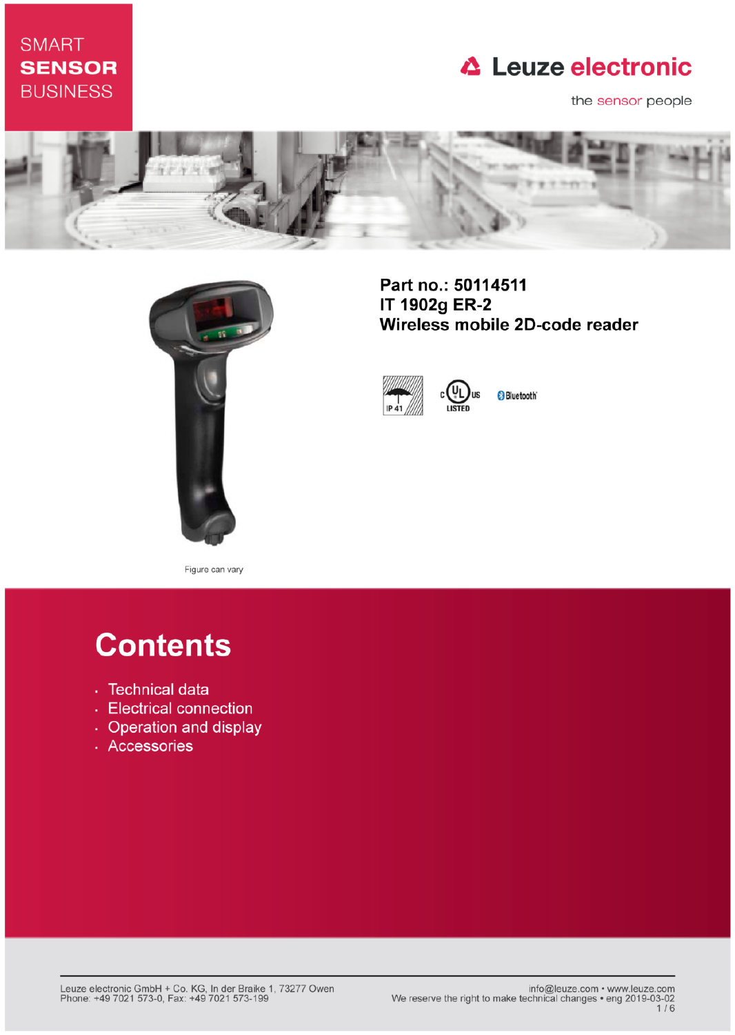SMART
**SENSOR**
BUSINESS

Leuze electronic

the sensor people

**Part no.: 50114511**
**IT 1902g ER-2**
**Wireless mobile 2D-code reader**

IP 41

Figure can vary

# Contents

- Technical data
- Electrical connection
- Operation and display
- Accessories

Leuze electronic GmbH + Co. KG, In der Braike 1, 73277 Owen
Phone: +49 7021 573-0, Fax: +49 7021 573-199

info@leuze.com • www.leuze.com
We reserve the right to make technical changes • eng 2019-03-02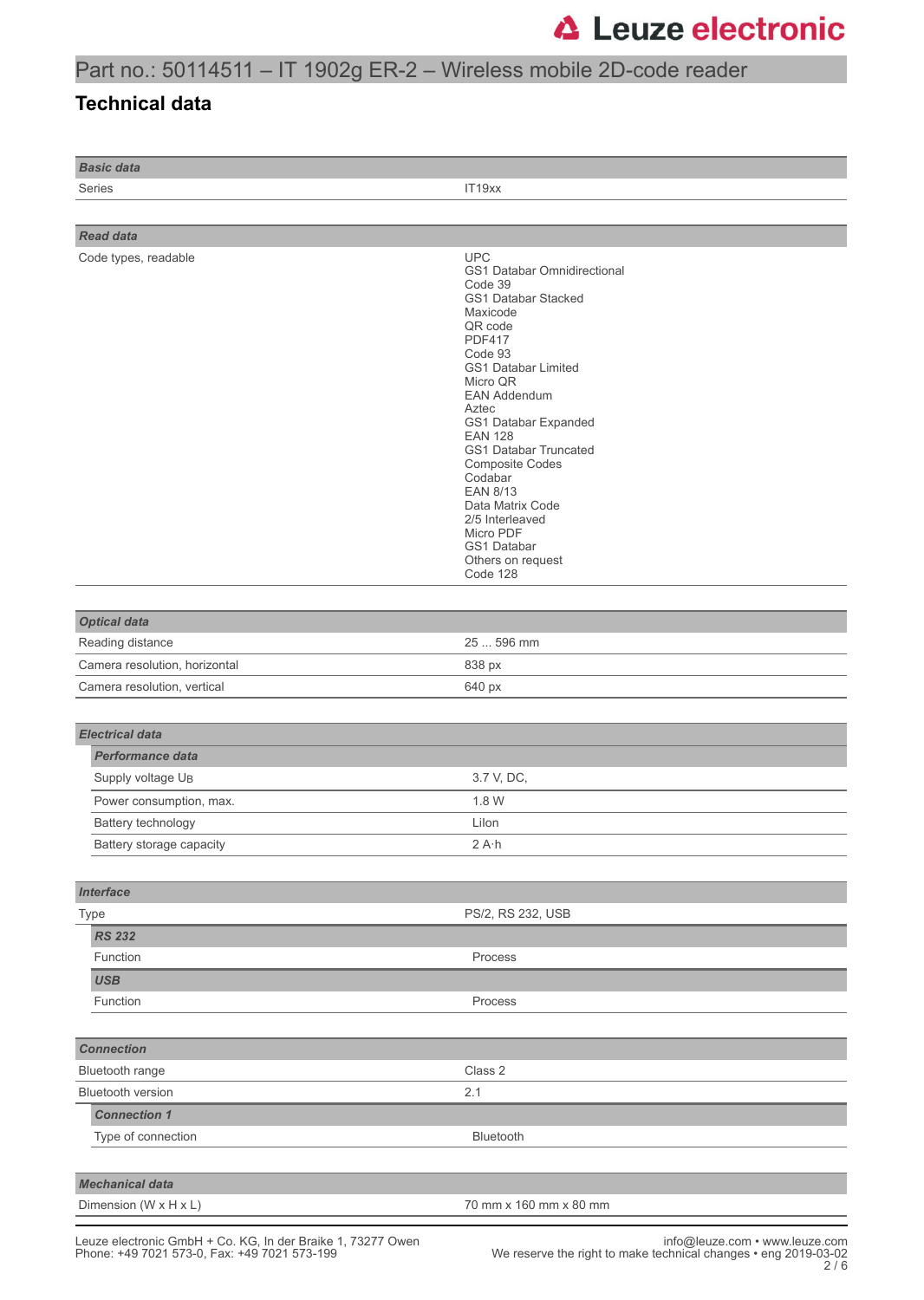# Part no.: 50114511 – IT 1902g ER-2 – Wireless mobile 2D-code reader

## Technical data

| **Basic data** | |
|---|---|
| Series | IT19xx |

| **Read data** | |
|---|---|
| Code types, readable | UPC<br>GS1 Databar Omnidirectional<br>Code 39<br>GS1 Databar Stacked<br>Maxicode<br>QR code<br>PDF417<br>Code 93<br>GS1 Databar Limited<br>Micro QR<br>EAN Addendum<br>Aztec<br>GS1 Databar Expanded<br>EAN 128<br>GS1 Databar Truncated<br>Composite Codes<br>Codabar<br>EAN 8/13<br>Data Matrix Code<br>2/5 Interleaved<br>Micro PDF<br>GS1 Databar<br>Others on request<br>Code 128 |

| **Optical data** | |
|---|---|
| Reading distance | 25 ... 596 mm |
| Camera resolution, horizontal | 838 px |
| Camera resolution, vertical | 640 px |

| **Electrical data** | |
|---|---|
| ***Performance data*** | |
| Supply voltage $U_B$ | 3.7 V, DC, |
| Power consumption, max. | 1.8 W |
| Battery technology | LiIon |
| Battery storage capacity | 2 A·h |

| **Interface** | |
|---|---|
| Type | PS/2, RS 232, USB |
| ***RS 232*** | |
| Function | Process |
| ***USB*** | |
| Function | Process |

| **Connection** | |
|---|---|
| Bluetooth range | Class 2 |
| Bluetooth version | 2.1 |
| ***Connection 1*** | |
| Type of connection | Bluetooth |

| **Mechanical data** | |
|---|---|
| Dimension (W x H x L) | 70 mm x 160 mm x 80 mm |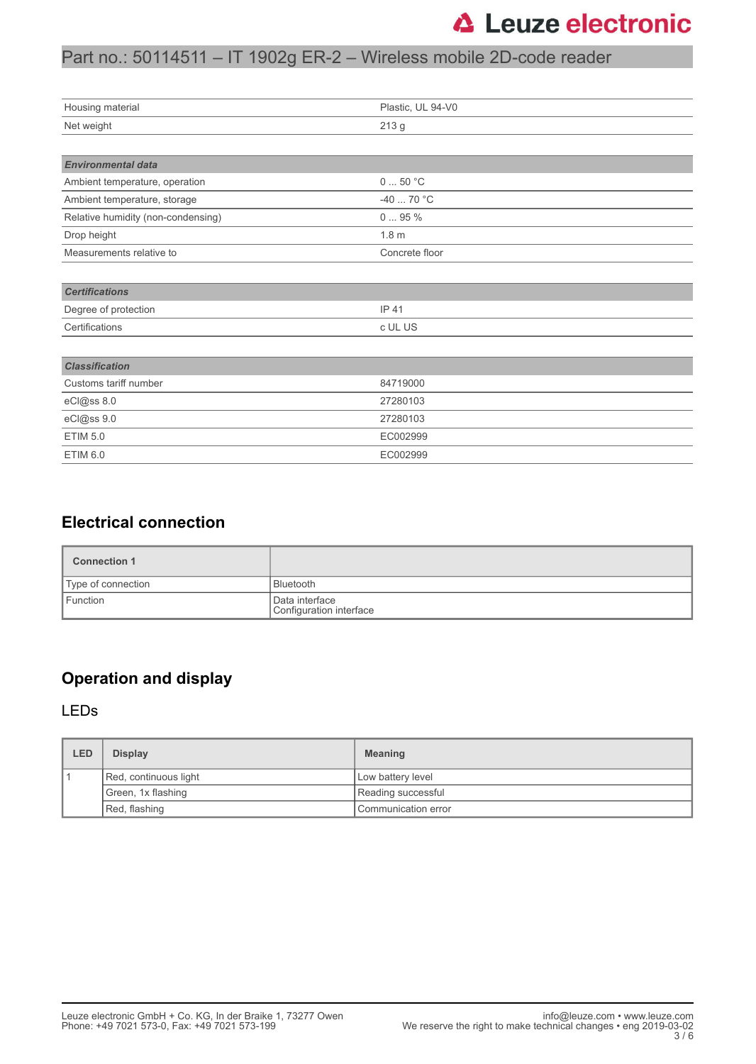| | |
|---|---|
| Housing material | Plastic, UL 94-V0 |
| Net weight | 213 g |

| ***Environmental data*** | |
|---|---|
| Ambient temperature, operation | 0 ... 50 °C |
| Ambient temperature, storage | -40 ... 70 °C |
| Relative humidity (non-condensing) | 0 ... 95 % |
| Drop height | 1.8 m |
| Measurements relative to | Concrete floor |

| ***Certifications*** | |
|---|---|
| Degree of protection | IP 41 |
| Certifications | c UL US |

| ***Classification*** | |
|---|---|
| Customs tariff number | 84719000 |
| eCl@ss 8.0 | 27280103 |
| eCl@ss 9.0 | 27280103 |
| ETIM 5.0 | EC002999 |
| ETIM 6.0 | EC002999 |

## Electrical connection

| **Connection 1** | |
|---|---|
| Type of connection | Bluetooth |
| Function | Data interface<br>Configuration interface |

## Operation and display

### LEDs

| LED | Display | Meaning |
|---|---|---|
| 1 | Red, continuous light | Low battery level |
| | Green, 1x flashing | Reading successful |
| | Red, flashing | Communication error |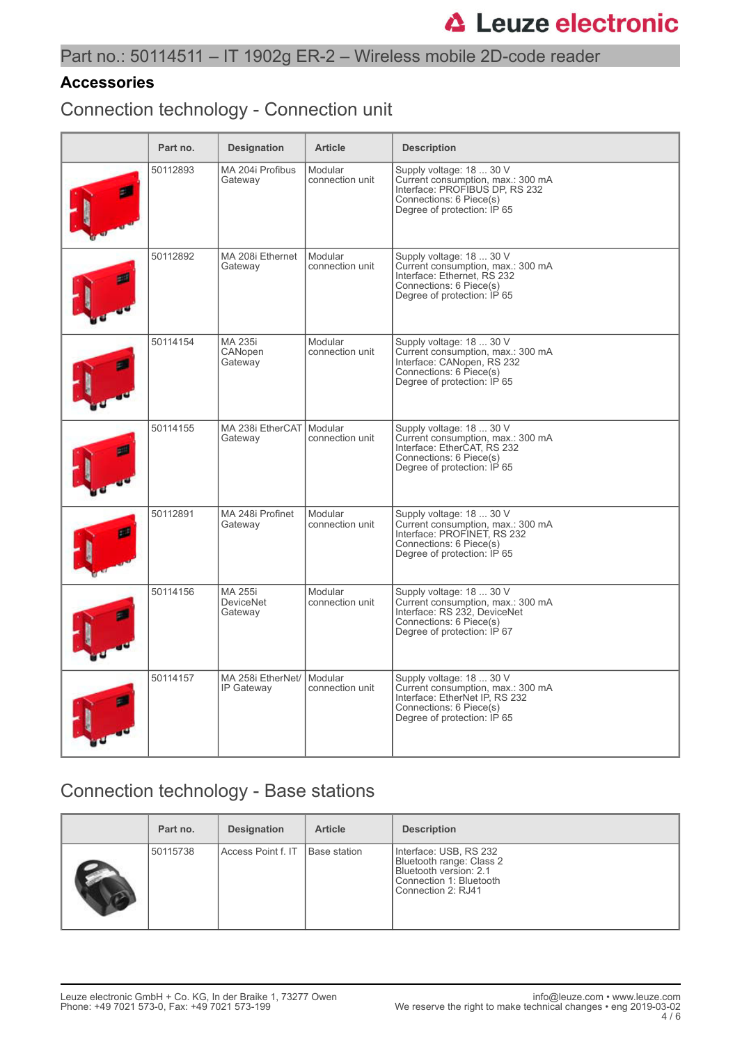Part no.: 50114511 – IT 1902g ER-2 – Wireless mobile 2D-code reader

## Accessories

### Connection technology - Connection unit

| | Part no. | Designation | Article | Description |
|---|---|---|---|---|
| | 50112893 | MA 204i Profibus Gateway | Modular connection unit | Supply voltage: 18 ... 30 V<br>Current consumption, max.: 300 mA<br>Interface: PROFIBUS DP, RS 232<br>Connections: 6 Piece(s)<br>Degree of protection: IP 65 |
| | 50112892 | MA 208i Ethernet Gateway | Modular connection unit | Supply voltage: 18 ... 30 V<br>Current consumption, max.: 300 mA<br>Interface: Ethernet, RS 232<br>Connections: 6 Piece(s)<br>Degree of protection: IP 65 |
| | 50114154 | MA 235i CANopen Gateway | Modular connection unit | Supply voltage: 18 ... 30 V<br>Current consumption, max.: 300 mA<br>Interface: CANopen, RS 232<br>Connections: 6 Piece(s)<br>Degree of protection: IP 65 |
| | 50114155 | MA 238i EtherCAT Gateway | Modular connection unit | Supply voltage: 18 ... 30 V<br>Current consumption, max.: 300 mA<br>Interface: EtherCAT, RS 232<br>Connections: 6 Piece(s)<br>Degree of protection: IP 65 |
| | 50112891 | MA 248i Profinet Gateway | Modular connection unit | Supply voltage: 18 ... 30 V<br>Current consumption, max.: 300 mA<br>Interface: PROFINET, RS 232<br>Connections: 6 Piece(s)<br>Degree of protection: IP 65 |
| | 50114156 | MA 255i DeviceNet Gateway | Modular connection unit | Supply voltage: 18 ... 30 V<br>Current consumption, max.: 300 mA<br>Interface: RS 232, DeviceNet<br>Connections: 6 Piece(s)<br>Degree of protection: IP 67 |
| | 50114157 | MA 258i EtherNet/IP Gateway | Modular connection unit | Supply voltage: 18 ... 30 V<br>Current consumption, max.: 300 mA<br>Interface: EtherNet IP, RS 232<br>Connections: 6 Piece(s)<br>Degree of protection: IP 65 |

### Connection technology - Base stations

| | Part no. | Designation | Article | Description |
|---|---|---|---|---|
| | 50115738 | Access Point f. IT | Base station | Interface: USB, RS 232<br>Bluetooth range: Class 2<br>Bluetooth version: 2.1<br>Connection 1: Bluetooth<br>Connection 2: RJ41 |

Leuze electronic GmbH + Co. KG, In der Braike 1, 73277 Owen
Phone: +49 7021 573-0, Fax: +49 7021 573-199

info@leuze.com • www.leuze.com
We reserve the right to make technical changes • eng 2019-03-02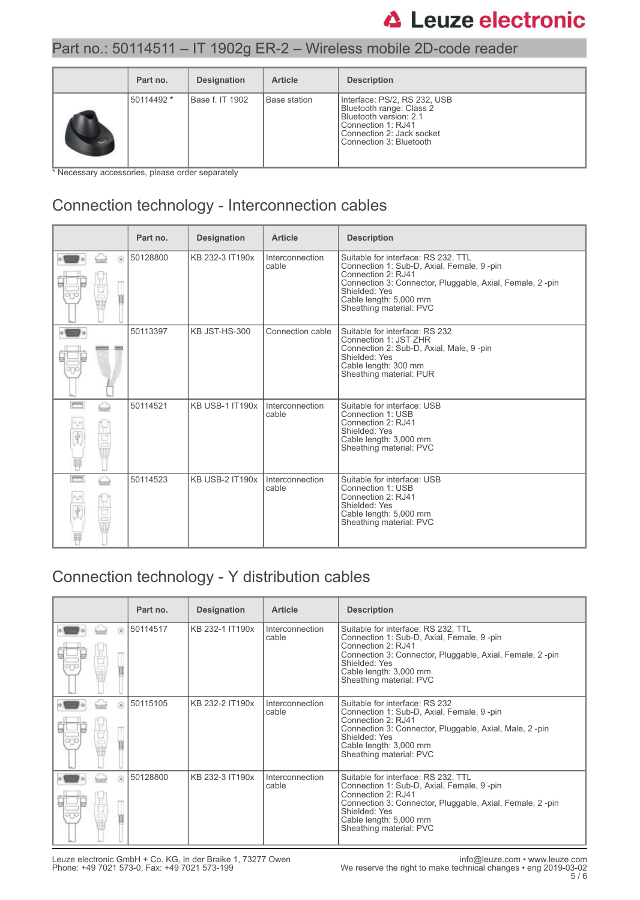## Part no.: 50114511 – IT 1902g ER-2 – Wireless mobile 2D-code reader

| | Part no. | Designation | Article | Description |
|---|---|---|---|---|
| | 50114492 * | Base f. IT 1902 | Base station | Interface: PS/2, RS 232, USB<br>Bluetooth range: Class 2<br>Bluetooth version: 2.1<br>Connection 1: RJ41<br>Connection 2: Jack socket<br>Connection 3: Bluetooth |

* Necessary accessories, please order separately

## Connection technology - Interconnection cables

| | Part no. | Designation | Article | Description |
|---|---|---|---|---|
| | 50128800 | KB 232-3 IT190x | Interconnection cable | Suitable for interface: RS 232, TTL<br>Connection 1: Sub-D, Axial, Female, 9 -pin<br>Connection 2: RJ41<br>Connection 3: Connector, Pluggable, Axial, Female, 2 -pin<br>Shielded: Yes<br>Cable length: 5,000 mm<br>Sheathing material: PVC |
| | 50113397 | KB JST-HS-300 | Connection cable | Suitable for interface: RS 232<br>Connection 1: JST ZHR<br>Connection 2: Sub-D, Axial, Male, 9 -pin<br>Shielded: Yes<br>Cable length: 300 mm<br>Sheathing material: PUR |
| | 50114521 | KB USB-1 IT190x | Interconnection cable | Suitable for interface: USB<br>Connection 1: USB<br>Connection 2: RJ41<br>Shielded: Yes<br>Cable length: 3,000 mm<br>Sheathing material: PVC |
| | 50114523 | KB USB-2 IT190x | Interconnection cable | Suitable for interface: USB<br>Connection 1: USB<br>Connection 2: RJ41<br>Shielded: Yes<br>Cable length: 5,000 mm<br>Sheathing material: PVC |

## Connection technology - Y distribution cables

| | Part no. | Designation | Article | Description |
|---|---|---|---|---|
| | 50114517 | KB 232-1 IT190x | Interconnection cable | Suitable for interface: RS 232, TTL<br>Connection 1: Sub-D, Axial, Female, 9 -pin<br>Connection 2: RJ41<br>Connection 3: Connector, Pluggable, Axial, Female, 2 -pin<br>Shielded: Yes<br>Cable length: 3,000 mm<br>Sheathing material: PVC |
| | 50115105 | KB 232-2 IT190x | Interconnection cable | Suitable for interface: RS 232<br>Connection 1: Sub-D, Axial, Female, 9 -pin<br>Connection 2: RJ41<br>Connection 3: Connector, Pluggable, Axial, Male, 2 -pin<br>Shielded: Yes<br>Cable length: 3,000 mm<br>Sheathing material: PVC |
| | 50128800 | KB 232-3 IT190x | Interconnection cable | Suitable for interface: RS 232, TTL<br>Connection 1: Sub-D, Axial, Female, 9 -pin<br>Connection 2: RJ41<br>Connection 3: Connector, Pluggable, Axial, Female, 2 -pin<br>Shielded: Yes<br>Cable length: 5,000 mm<br>Sheathing material: PVC |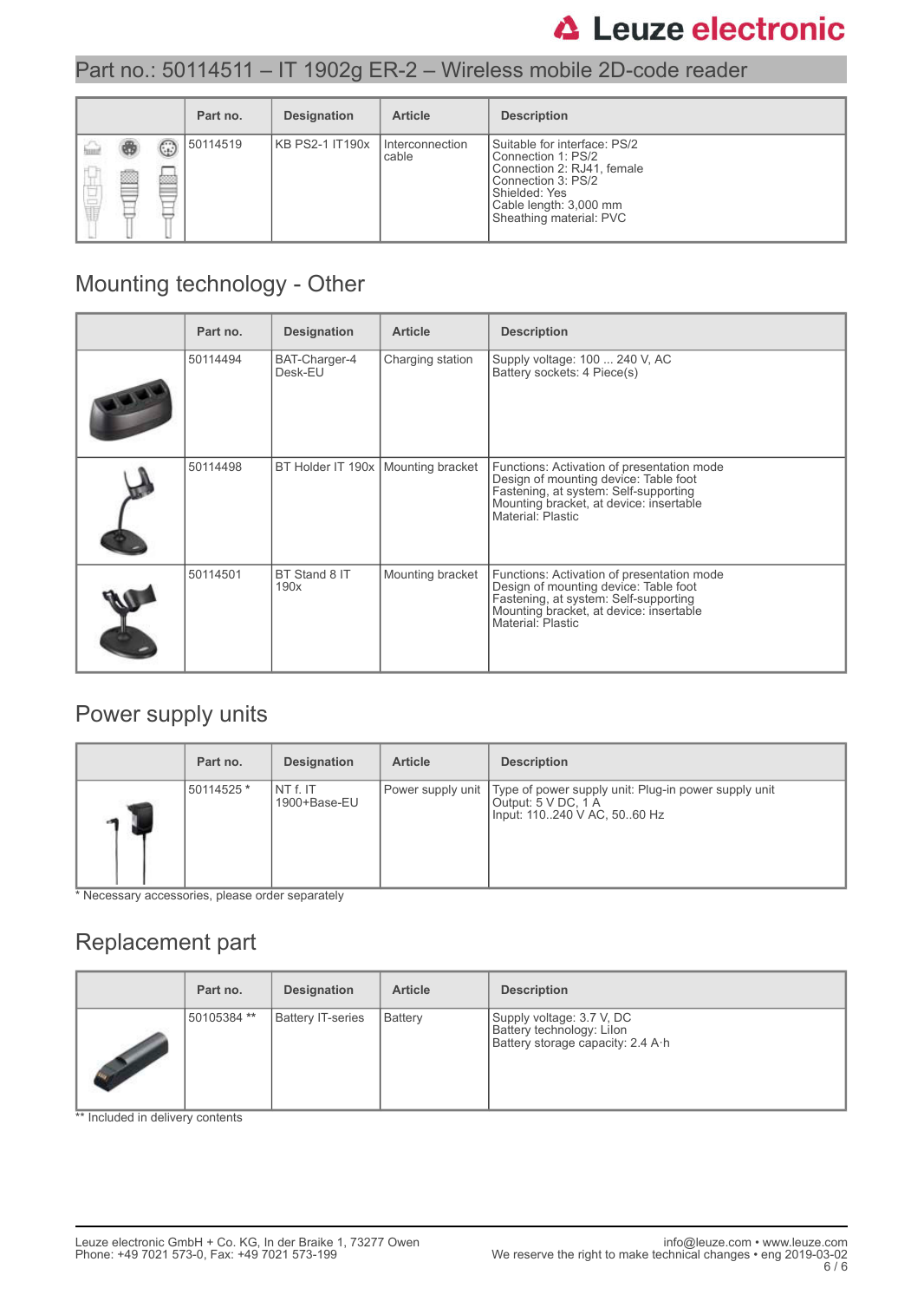| | Part no. | Designation | Article | Description |
|---|---|---|---|---|
| | 50114519 | KB PS2-1 IT190x | Interconnection cable | Suitable for interface: PS/2<br>Connection 1: PS/2<br>Connection 2: RJ41, female<br>Connection 3: PS/2<br>Shielded: Yes<br>Cable length: 3,000 mm<br>Sheathing material: PVC |

## Mounting technology - Other

| | Part no. | Designation | Article | Description |
|---|---|---|---|---|
| | 50114494 | BAT-Charger-4 Desk-EU | Charging station | Supply voltage: 100 ... 240 V, AC<br>Battery sockets: 4 Piece(s) |
| | 50114498 | BT Holder IT 190x | Mounting bracket | Functions: Activation of presentation mode<br>Design of mounting device: Table foot<br>Fastening, at system: Self-supporting<br>Mounting bracket, at device: insertable<br>Material: Plastic |
| | 50114501 | BT Stand 8 IT 190x | Mounting bracket | Functions: Activation of presentation mode<br>Design of mounting device: Table foot<br>Fastening, at system: Self-supporting<br>Mounting bracket, at device: insertable<br>Material: Plastic |

## Power supply units

| | Part no. | Designation | Article | Description |
|---|---|---|---|---|
| | 50114525 * | NT f. IT 1900+Base-EU | Power supply unit | Type of power supply unit: Plug-in power supply unit<br>Output: 5 V DC, 1 A<br>Input: 110..240 V AC, 50..60 Hz |

* Necessary accessories, please order separately

## Replacement part

| | Part no. | Designation | Article | Description |
|---|---|---|---|---|
| | 50105384 ** | Battery IT-series | Battery | Supply voltage: 3.7 V, DC<br>Battery technology: LiIon<br>Battery storage capacity: 2.4 A·h |

** Included in delivery contents